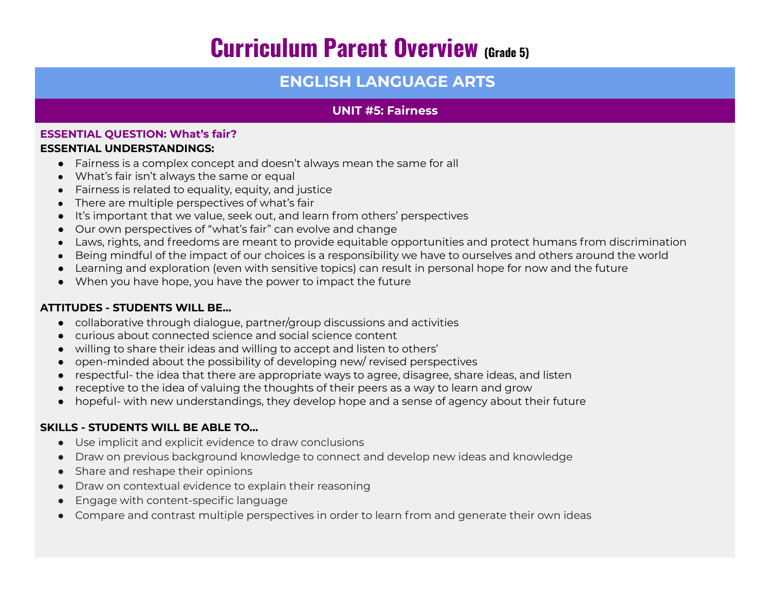# Curriculum Parent Overview (Grade 5)

## ENGLISH LANGUAGE ARTS

### UNIT #5: Fairness

**ESSENTIAL QUESTION: What's fair?**

**ESSENTIAL UNDERSTANDINGS:**

- Fairness is a complex concept and doesn't always mean the same for all
- What's fair isn't always the same or equal
- Fairness is related to equality, equity, and justice
- There are multiple perspectives of what's fair
- It's important that we value, seek out, and learn from others' perspectives
- Our own perspectives of "what's fair" can evolve and change
- Laws, rights, and freedoms are meant to provide equitable opportunities and protect humans from discrimination
- Being mindful of the impact of our choices is a responsibility we have to ourselves and others around the world
- Learning and exploration (even with sensitive topics) can result in personal hope for now and the future
- When you have hope, you have the power to impact the future

**ATTITUDES - STUDENTS WILL BE...**

- collaborative through dialogue, partner/group discussions and activities
- curious about connected science and social science content
- willing to share their ideas and willing to accept and listen to others'
- open-minded about the possibility of developing new/ revised perspectives
- respectful- the idea that there are appropriate ways to agree, disagree, share ideas, and listen
- receptive to the idea of valuing the thoughts of their peers as a way to learn and grow
- hopeful- with new understandings, they develop hope and a sense of agency about their future

**SKILLS - STUDENTS WILL BE ABLE TO...**

- Use implicit and explicit evidence to draw conclusions
- Draw on previous background knowledge to connect and develop new ideas and knowledge
- Share and reshape their opinions
- Draw on contextual evidence to explain their reasoning
- Engage with content-specific language
- Compare and contrast multiple perspectives in order to learn from and generate their own ideas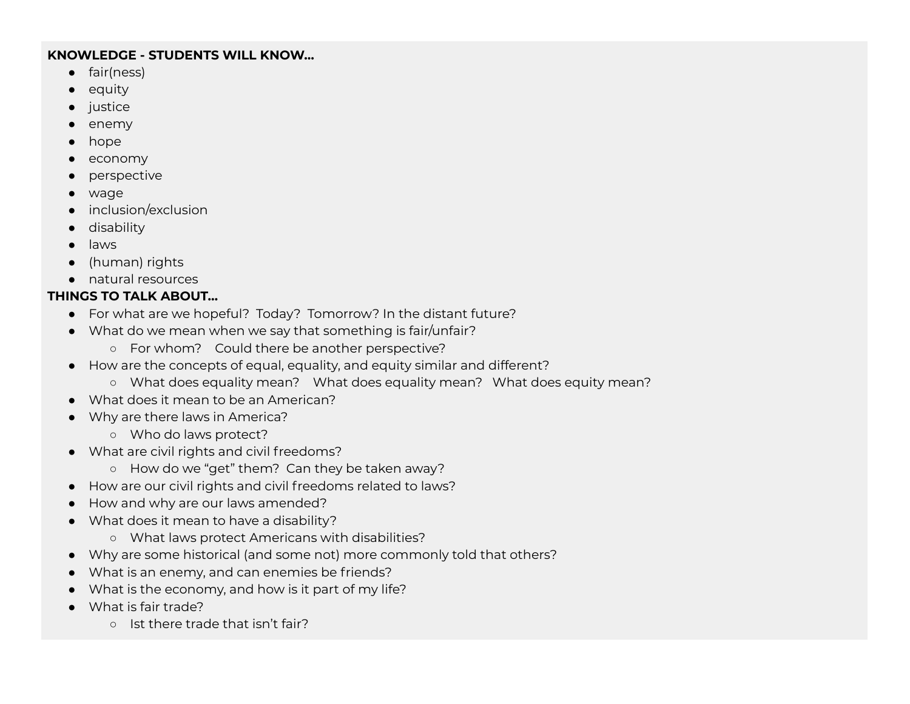**KNOWLEDGE - STUDENTS WILL KNOW...**

- fair(ness)
- equity
- justice
- enemy
- hope
- economy
- perspective
- wage
- inclusion/exclusion
- disability
- laws
- (human) rights
- natural resources

**THINGS TO TALK ABOUT...**

- For what are we hopeful? Today? Tomorrow? In the distant future?
- What do we mean when we say that something is fair/unfair?
  - For whom? Could there be another perspective?
- How are the concepts of equal, equality, and equity similar and different?
  - What does equality mean? What does equality mean? What does equity mean?
- What does it mean to be an American?
- Why are there laws in America?
  - Who do laws protect?
- What are civil rights and civil freedoms?
  - How do we "get" them? Can they be taken away?
- How are our civil rights and civil freedoms related to laws?
- How and why are our laws amended?
- What does it mean to have a disability?
  - What laws protect Americans with disabilities?
- Why are some historical (and some not) more commonly told that others?
- What is an enemy, and can enemies be friends?
- What is the economy, and how is it part of my life?
- What is fair trade?
  - Ist there trade that isn't fair?